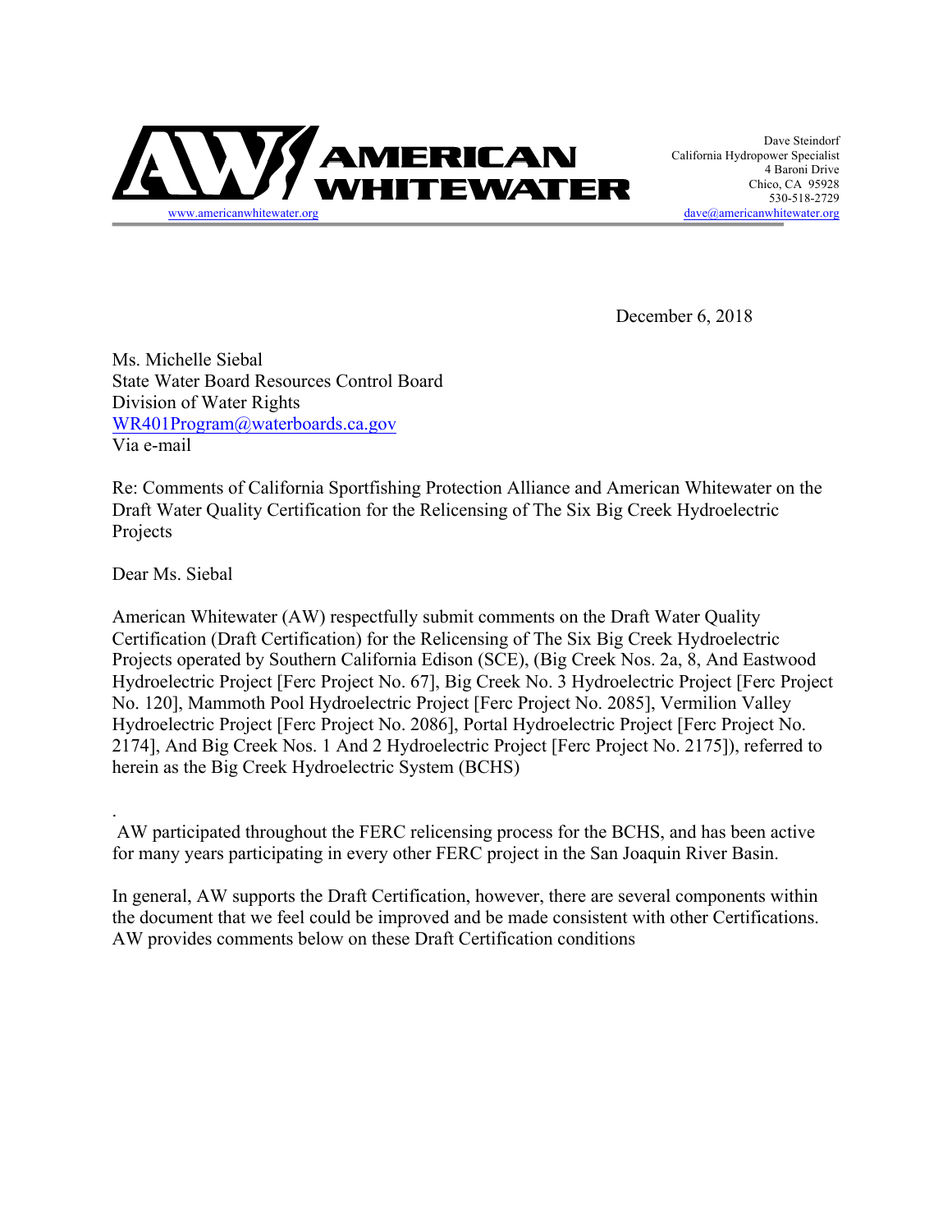AMERICAN WHITEWATER

www.americanwhitewater.org

Dave Steindorf
California Hydropower Specialist
4 Baroni Drive
Chico, CA 95928
530-518-2729
dave@americanwhitewater.org

December 6, 2018

Ms. Michelle Siebal
State Water Board Resources Control Board
Division of Water Rights
WR401Program@waterboards.ca.gov
Via e-mail

Re: Comments of California Sportfishing Protection Alliance and American Whitewater on the Draft Water Quality Certification for the Relicensing of The Six Big Creek Hydroelectric Projects

Dear Ms. Siebal

American Whitewater (AW) respectfully submit comments on the Draft Water Quality Certification (Draft Certification) for the Relicensing of The Six Big Creek Hydroelectric Projects operated by Southern California Edison (SCE), (Big Creek Nos. 2a, 8, And Eastwood Hydroelectric Project [Ferc Project No. 67], Big Creek No. 3 Hydroelectric Project [Ferc Project No. 120], Mammoth Pool Hydroelectric Project [Ferc Project No. 2085], Vermilion Valley Hydroelectric Project [Ferc Project No. 2086], Portal Hydroelectric Project [Ferc Project No. 2174], And Big Creek Nos. 1 And 2 Hydroelectric Project [Ferc Project No. 2175]), referred to herein as the Big Creek Hydroelectric System (BCHS)

.
AW participated throughout the FERC relicensing process for the BCHS, and has been active for many years participating in every other FERC project in the San Joaquin River Basin.

In general, AW supports the Draft Certification, however, there are several components within the document that we feel could be improved and be made consistent with other Certifications. AW provides comments below on these Draft Certification conditions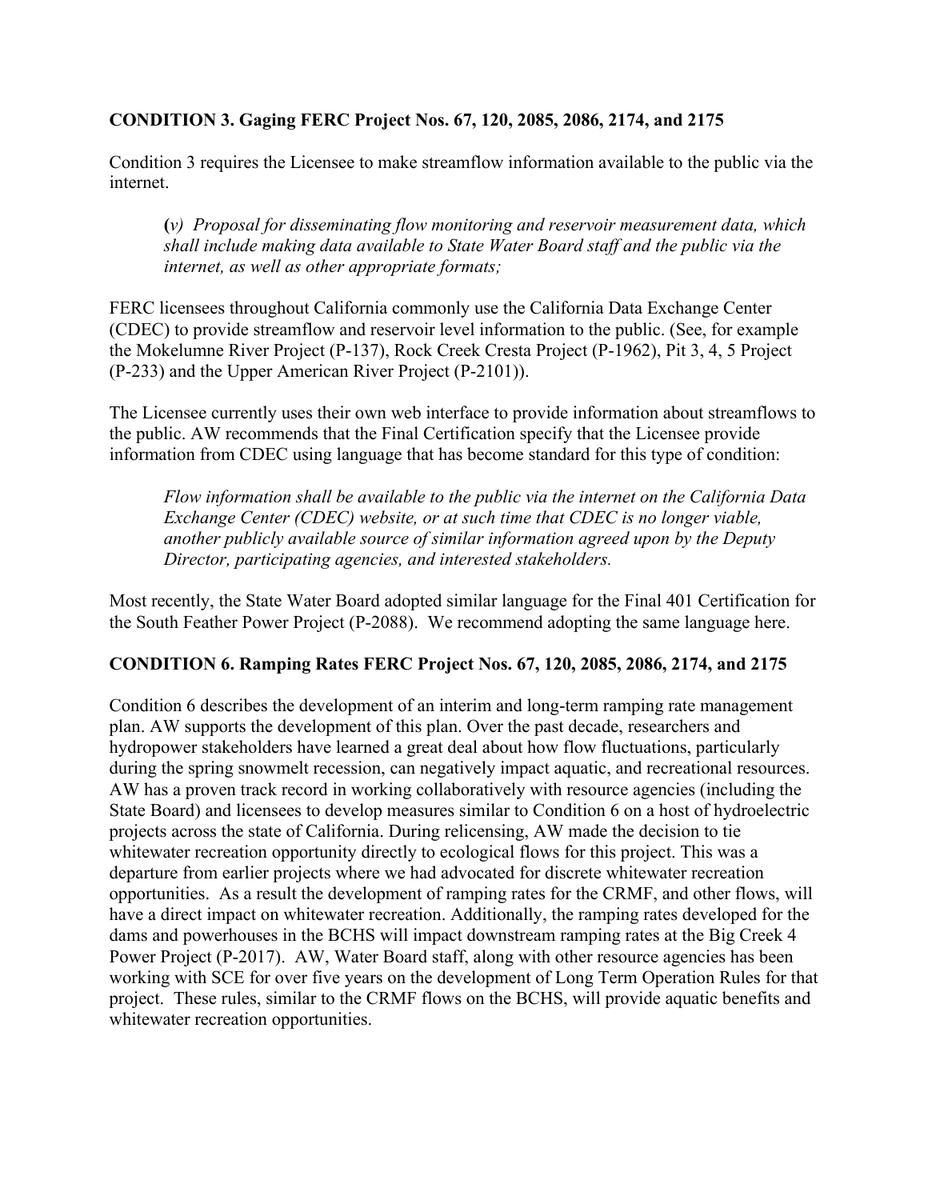**CONDITION 3. Gaging FERC Project Nos. 67, 120, 2085, 2086, 2174, and 2175**

Condition 3 requires the Licensee to make streamflow information available to the public via the internet.

> (*v) Proposal for disseminating flow monitoring and reservoir measurement data, which shall include making data available to State Water Board staff and the public via the internet, as well as other appropriate formats;*

FERC licensees throughout California commonly use the California Data Exchange Center (CDEC) to provide streamflow and reservoir level information to the public. (See, for example the Mokelumne River Project (P-137), Rock Creek Cresta Project (P-1962), Pit 3, 4, 5 Project (P-233) and the Upper American River Project (P-2101)).

The Licensee currently uses their own web interface to provide information about streamflows to the public. AW recommends that the Final Certification specify that the Licensee provide information from CDEC using language that has become standard for this type of condition:

> *Flow information shall be available to the public via the internet on the California Data Exchange Center (CDEC) website, or at such time that CDEC is no longer viable, another publicly available source of similar information agreed upon by the Deputy Director, participating agencies, and interested stakeholders.*

Most recently, the State Water Board adopted similar language for the Final 401 Certification for the South Feather Power Project (P-2088). We recommend adopting the same language here.

**CONDITION 6. Ramping Rates FERC Project Nos. 67, 120, 2085, 2086, 2174, and 2175**

Condition 6 describes the development of an interim and long-term ramping rate management plan. AW supports the development of this plan. Over the past decade, researchers and hydropower stakeholders have learned a great deal about how flow fluctuations, particularly during the spring snowmelt recession, can negatively impact aquatic, and recreational resources. AW has a proven track record in working collaboratively with resource agencies (including the State Board) and licensees to develop measures similar to Condition 6 on a host of hydroelectric projects across the state of California. During relicensing, AW made the decision to tie whitewater recreation opportunity directly to ecological flows for this project. This was a departure from earlier projects where we had advocated for discrete whitewater recreation opportunities. As a result the development of ramping rates for the CRMF, and other flows, will have a direct impact on whitewater recreation. Additionally, the ramping rates developed for the dams and powerhouses in the BCHS will impact downstream ramping rates at the Big Creek 4 Power Project (P-2017). AW, Water Board staff, along with other resource agencies has been working with SCE for over five years on the development of Long Term Operation Rules for that project. These rules, similar to the CRMF flows on the BCHS, will provide aquatic benefits and whitewater recreation opportunities.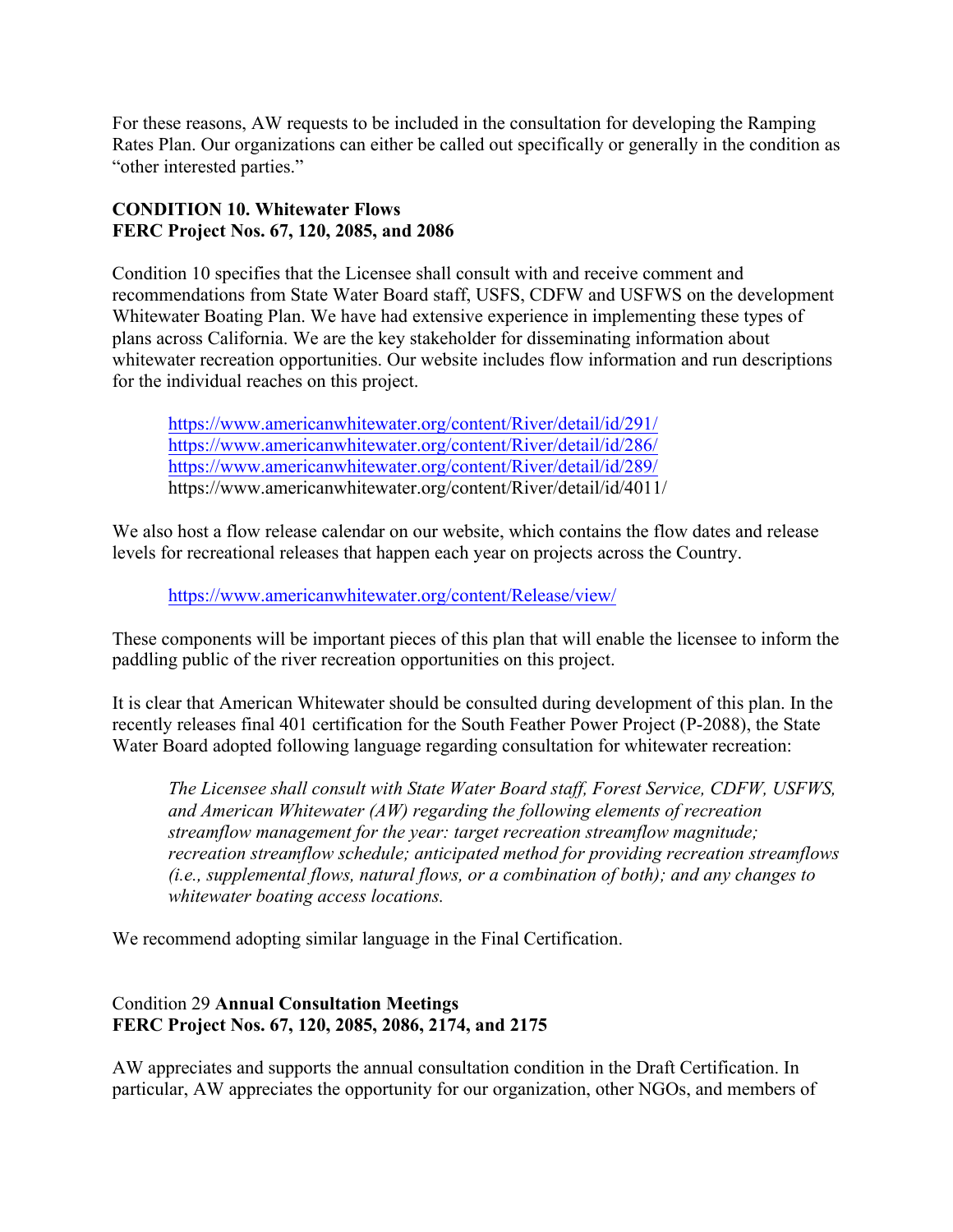For these reasons, AW requests to be included in the consultation for developing the Ramping Rates Plan. Our organizations can either be called out specifically or generally in the condition as "other interested parties."

**CONDITION 10. Whitewater Flows**
**FERC Project Nos. 67, 120, 2085, and 2086**

Condition 10 specifies that the Licensee shall consult with and receive comment and recommendations from State Water Board staff, USFS, CDFW and USFWS on the development Whitewater Boating Plan. We have had extensive experience in implementing these types of plans across California. We are the key stakeholder for disseminating information about whitewater recreation opportunities. Our website includes flow information and run descriptions for the individual reaches on this project.

> https://www.americanwhitewater.org/content/River/detail/id/291/
> https://www.americanwhitewater.org/content/River/detail/id/286/
> https://www.americanwhitewater.org/content/River/detail/id/289/
> https://www.americanwhitewater.org/content/River/detail/id/4011/

We also host a flow release calendar on our website, which contains the flow dates and release levels for recreational releases that happen each year on projects across the Country.

> https://www.americanwhitewater.org/content/Release/view/

These components will be important pieces of this plan that will enable the licensee to inform the paddling public of the river recreation opportunities on this project.

It is clear that American Whitewater should be consulted during development of this plan. In the recently releases final 401 certification for the South Feather Power Project (P-2088), the State Water Board adopted following language regarding consultation for whitewater recreation:

> *The Licensee shall consult with State Water Board staff, Forest Service, CDFW, USFWS, and American Whitewater (AW) regarding the following elements of recreation streamflow management for the year: target recreation streamflow magnitude; recreation streamflow schedule; anticipated method for providing recreation streamflows (i.e., supplemental flows, natural flows, or a combination of both); and any changes to whitewater boating access locations.*

We recommend adopting similar language in the Final Certification.

Condition 29 **Annual Consultation Meetings**
**FERC Project Nos. 67, 120, 2085, 2086, 2174, and 2175**

AW appreciates and supports the annual consultation condition in the Draft Certification. In particular, AW appreciates the opportunity for our organization, other NGOs, and members of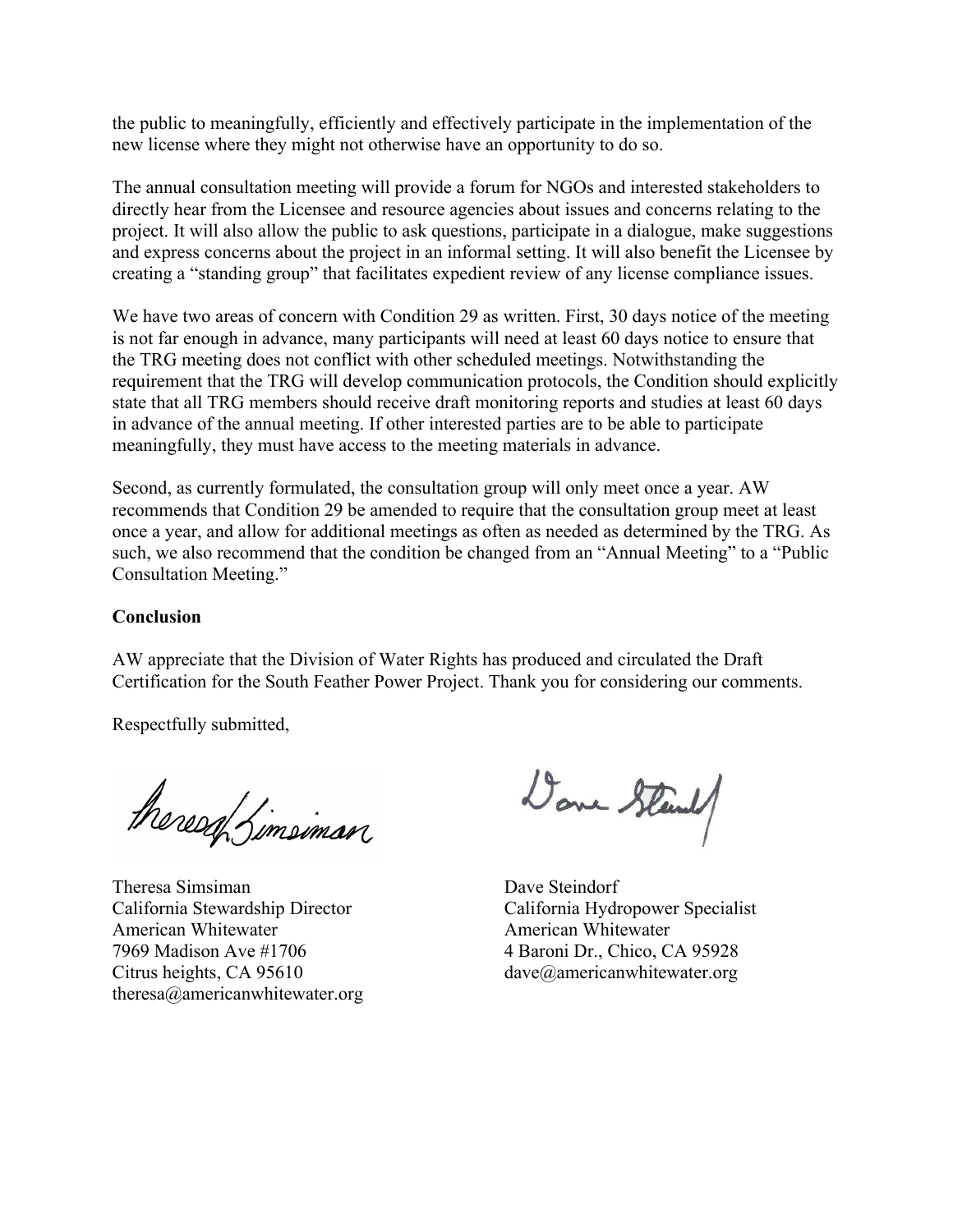the public to meaningfully, efficiently and effectively participate in the implementation of the new license where they might not otherwise have an opportunity to do so.

The annual consultation meeting will provide a forum for NGOs and interested stakeholders to directly hear from the Licensee and resource agencies about issues and concerns relating to the project. It will also allow the public to ask questions, participate in a dialogue, make suggestions and express concerns about the project in an informal setting. It will also benefit the Licensee by creating a "standing group" that facilitates expedient review of any license compliance issues.

We have two areas of concern with Condition 29 as written. First, 30 days notice of the meeting is not far enough in advance, many participants will need at least 60 days notice to ensure that the TRG meeting does not conflict with other scheduled meetings. Notwithstanding the requirement that the TRG will develop communication protocols, the Condition should explicitly state that all TRG members should receive draft monitoring reports and studies at least 60 days in advance of the annual meeting. If other interested parties are to be able to participate meaningfully, they must have access to the meeting materials in advance.

Second, as currently formulated, the consultation group will only meet once a year. AW recommends that Condition 29 be amended to require that the consultation group meet at least once a year, and allow for additional meetings as often as needed as determined by the TRG. As such, we also recommend that the condition be changed from an "Annual Meeting" to a "Public Consultation Meeting."

**Conclusion**

AW appreciate that the Division of Water Rights has produced and circulated the Draft Certification for the South Feather Power Project. Thank you for considering our comments.

Respectfully submitted,

Theresa Simsiman
California Stewardship Director
American Whitewater
7969 Madison Ave #1706
Citrus heights, CA 95610
theresa@americanwhitewater.org

Dave Steindorf
California Hydropower Specialist
American Whitewater
4 Baroni Dr., Chico, CA 95928
dave@americanwhitewater.org